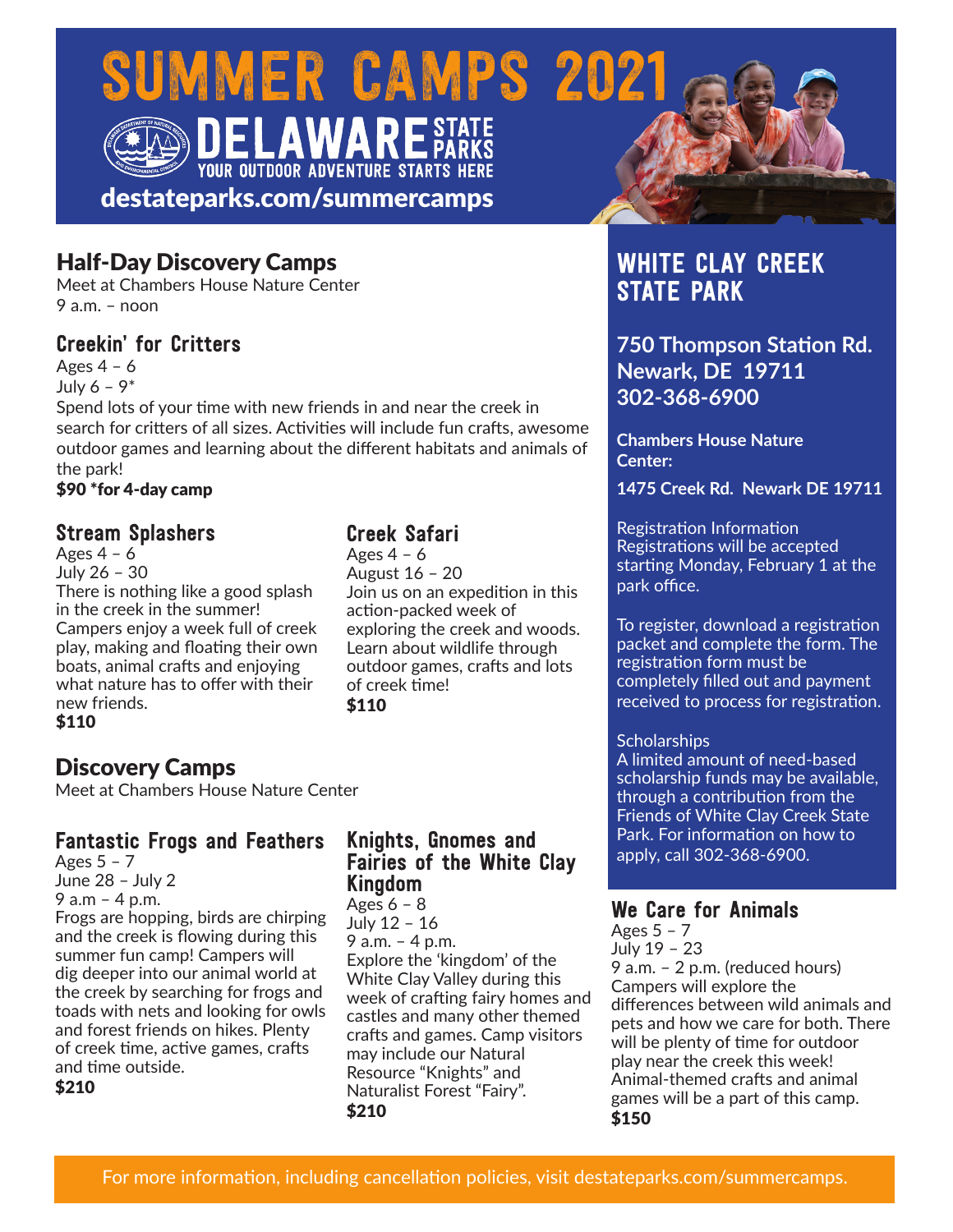# SUMMER CAMPS 2021

DELAWARE STATE PARKS

YOUR OUTDOOR ADVENTURE STARTS HERE

destateparks.com/summercamps

## Half-Day Discovery Camps

Meet at Chambers House Nature Center
9 a.m. – noon

### Creekin' for Critters

Ages 4 – 6
July 6 – 9*
Spend lots of your time with new friends in and near the creek in search for critters of all sizes. Activities will include fun crafts, awesome outdoor games and learning about the different habitats and animals of the park!
**$90 *for 4-day camp**

### Stream Splashers

Ages 4 – 6
July 26 – 30
There is nothing like a good splash in the creek in the summer! Campers enjoy a week full of creek play, making and floating their own boats, animal crafts and enjoying what nature has to offer with their new friends.
**$110**

### Creek Safari

Ages 4 – 6
August 16 – 20
Join us on an expedition in this action-packed week of exploring the creek and woods. Learn about wildlife through outdoor games, crafts and lots of creek time!
**$110**

## Discovery Camps

Meet at Chambers House Nature Center

### Fantastic Frogs and Feathers

Ages 5 – 7
June 28 – July 2
9 a.m – 4 p.m.
Frogs are hopping, birds are chirping and the creek is flowing during this summer fun camp! Campers will dig deeper into our animal world at the creek by searching for frogs and toads with nets and looking for owls and forest friends on hikes. Plenty of creek time, active games, crafts and time outside.
**$210**

### Knights, Gnomes and Fairies of the White Clay Kingdom

Ages 6 – 8
July 12 – 16
9 a.m. – 4 p.m.
Explore the 'kingdom' of the White Clay Valley during this week of crafting fairy homes and castles and many other themed crafts and games. Camp visitors may include our Natural Resource "Knights" and Naturalist Forest "Fairy".
**$210**

## WHITE CLAY CREEK STATE PARK

**750 Thompson Station Rd.
Newark, DE 19711
302-368-6900**

**Chambers House Nature Center:**

**1475 Creek Rd. Newark DE 19711**

Registration Information
Registrations will be accepted starting Monday, February 1 at the park office.

To register, download a registration packet and complete the form. The registration form must be completely filled out and payment received to process for registration.

Scholarships
A limited amount of need-based scholarship funds may be available, through a contribution from the Friends of White Clay Creek State Park. For information on how to apply, call 302-368-6900.

### We Care for Animals

Ages 5 – 7
July 19 – 23
9 a.m. – 2 p.m. (reduced hours)
Campers will explore the differences between wild animals and pets and how we care for both. There will be plenty of time for outdoor play near the creek this week! Animal-themed crafts and animal games will be a part of this camp.
**$150**

For more information, including cancellation policies, visit destateparks.com/summercamps.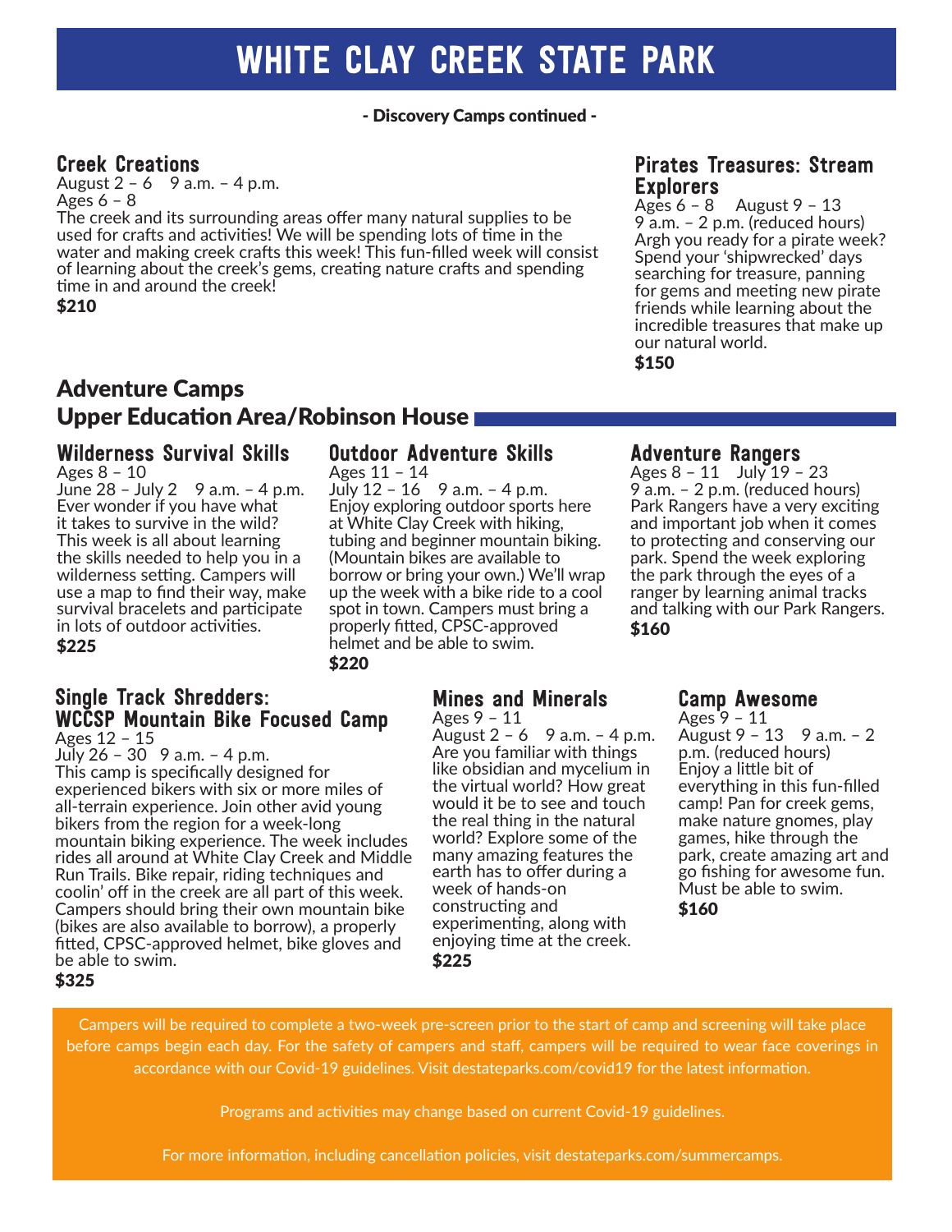# WHITE CLAY CREEK STATE PARK

- Discovery Camps continued -

### Creek Creations

August 2 – 6 9 a.m. – 4 p.m.
Ages 6 – 8
The creek and its surrounding areas offer many natural supplies to be used for crafts and activities! We will be spending lots of time in the water and making creek crafts this week! This fun-filled week will consist of learning about the creek's gems, creating nature crafts and spending time in and around the creek!
**$210**

### Pirates Treasures: Stream Explorers

Ages 6 – 8 August 9 – 13
9 a.m. – 2 p.m. (reduced hours)
Argh you ready for a pirate week? Spend your 'shipwrecked' days searching for treasure, panning for gems and meeting new pirate friends while learning about the incredible treasures that make up our natural world.
**$150**

## Adventure Camps
## Upper Education Area/Robinson House

### Wilderness Survival Skills

Ages 8 – 10
June 28 – July 2 9 a.m. – 4 p.m.
Ever wonder if you have what it takes to survive in the wild? This week is all about learning the skills needed to help you in a wilderness setting. Campers will use a map to find their way, make survival bracelets and participate in lots of outdoor activities.
**$225**

### Outdoor Adventure Skills

Ages 11 – 14
July 12 – 16 9 a.m. – 4 p.m.
Enjoy exploring outdoor sports here at White Clay Creek with hiking, tubing and beginner mountain biking. (Mountain bikes are available to borrow or bring your own.) We'll wrap up the week with a bike ride to a cool spot in town. Campers must bring a properly fitted, CPSC-approved helmet and be able to swim.
**$220**

### Adventure Rangers

Ages 8 – 11 July 19 – 23
9 a.m. – 2 p.m. (reduced hours)
Park Rangers have a very exciting and important job when it comes to protecting and conserving our park. Spend the week exploring the park through the eyes of a ranger by learning animal tracks and talking with our Park Rangers.
**$160**

### Single Track Shredders: WCCSP Mountain Bike Focused Camp

Ages 12 – 15
July 26 – 30 9 a.m. – 4 p.m.
This camp is specifically designed for experienced bikers with six or more miles of all-terrain experience. Join other avid young bikers from the region for a week-long mountain biking experience. The week includes rides all around at White Clay Creek and Middle Run Trails. Bike repair, riding techniques and coolin' off in the creek are all part of this week. Campers should bring their own mountain bike (bikes are also available to borrow), a properly fitted, CPSC-approved helmet, bike gloves and be able to swim.
**$325**

### Mines and Minerals

Ages 9 – 11
August 2 – 6 9 a.m. – 4 p.m.
Are you familiar with things like obsidian and mycelium in the virtual world? How great would it be to see and touch the real thing in the natural world? Explore some of the many amazing features the earth has to offer during a week of hands-on constructing and experimenting, along with enjoying time at the creek.
**$225**

### Camp Awesome

Ages 9 – 11
August 9 – 13 9 a.m. – 2 p.m. (reduced hours)
Enjoy a little bit of everything in this fun-filled camp! Pan for creek gems, make nature gnomes, play games, hike through the park, create amazing art and go fishing for awesome fun. Must be able to swim.
**$160**

Campers will be required to complete a two-week pre-screen prior to the start of camp and screening will take place before camps begin each day. For the safety of campers and staff, campers will be required to wear face coverings in accordance with our Covid-19 guidelines. Visit destateparks.com/covid19 for the latest information.

Programs and activities may change based on current Covid-19 guidelines.

For more information, including cancellation policies, visit destateparks.com/summercamps.